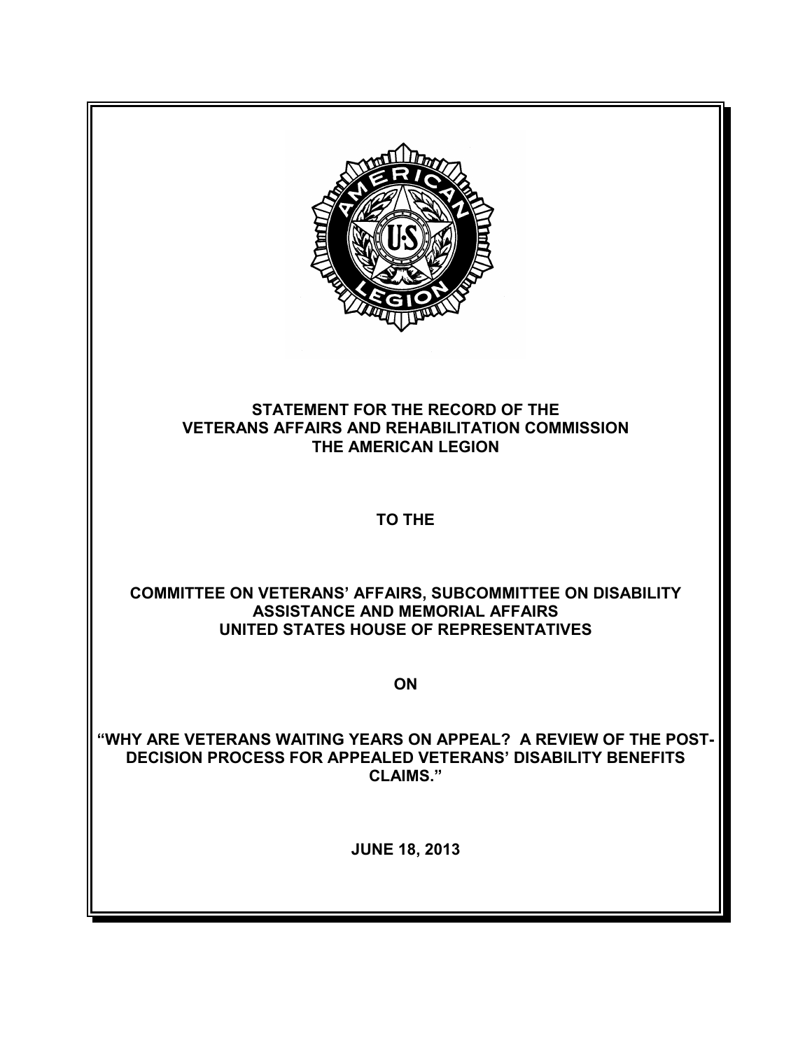**STATEMENT FOR THE RECORD OF THE VETERANS AFFAIRS AND REHABILITATION COMMISSION THE AMERICAN LEGION**

**TO THE**

**COMMITTEE ON VETERANS' AFFAIRS, SUBCOMMITTEE ON DISABILITY ASSISTANCE AND MEMORIAL AFFAIRS UNITED STATES HOUSE OF REPRESENTATIVES**

**ON**

**"WHY ARE VETERANS WAITING YEARS ON APPEAL? A REVIEW OF THE POST-DECISION PROCESS FOR APPEALED VETERANS' DISABILITY BENEFITS CLAIMS."**

**JUNE 18, 2013**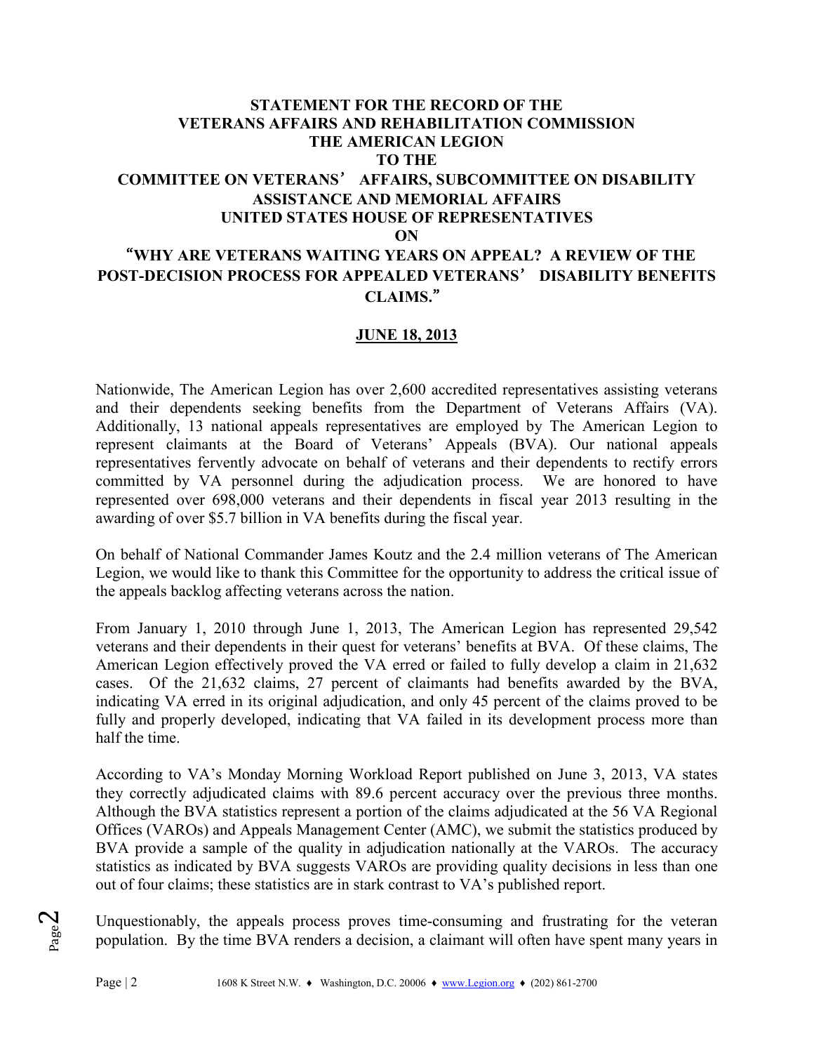**STATEMENT FOR THE RECORD OF THE VETERANS AFFAIRS AND REHABILITATION COMMISSION THE AMERICAN LEGION TO THE COMMITTEE ON VETERANS' AFFAIRS, SUBCOMMITTEE ON DISABILITY ASSISTANCE AND MEMORIAL AFFAIRS UNITED STATES HOUSE OF REPRESENTATIVES ON "WHY ARE VETERANS WAITING YEARS ON APPEAL? A REVIEW OF THE POST-DECISION PROCESS FOR APPEALED VETERANS' DISABILITY BENEFITS CLAIMS."**

**JUNE 18, 2013**

Nationwide, The American Legion has over 2,600 accredited representatives assisting veterans and their dependents seeking benefits from the Department of Veterans Affairs (VA). Additionally, 13 national appeals representatives are employed by The American Legion to represent claimants at the Board of Veterans' Appeals (BVA). Our national appeals representatives fervently advocate on behalf of veterans and their dependents to rectify errors committed by VA personnel during the adjudication process. We are honored to have represented over 698,000 veterans and their dependents in fiscal year 2013 resulting in the awarding of over $5.7 billion in VA benefits during the fiscal year.

On behalf of National Commander James Koutz and the 2.4 million veterans of The American Legion, we would like to thank this Committee for the opportunity to address the critical issue of the appeals backlog affecting veterans across the nation.

From January 1, 2010 through June 1, 2013, The American Legion has represented 29,542 veterans and their dependents in their quest for veterans' benefits at BVA. Of these claims, The American Legion effectively proved the VA erred or failed to fully develop a claim in 21,632 cases. Of the 21,632 claims, 27 percent of claimants had benefits awarded by the BVA, indicating VA erred in its original adjudication, and only 45 percent of the claims proved to be fully and properly developed, indicating that VA failed in its development process more than half the time.

According to VA's Monday Morning Workload Report published on June 3, 2013, VA states they correctly adjudicated claims with 89.6 percent accuracy over the previous three months. Although the BVA statistics represent a portion of the claims adjudicated at the 56 VA Regional Offices (VAROs) and Appeals Management Center (AMC), we submit the statistics produced by BVA provide a sample of the quality in adjudication nationally at the VAROs. The accuracy statistics as indicated by BVA suggests VAROs are providing quality decisions in less than one out of four claims; these statistics are in stark contrast to VA's published report.

Unquestionably, the appeals process proves time-consuming and frustrating for the veteran population. By the time BVA renders a decision, a claimant will often have spent many years in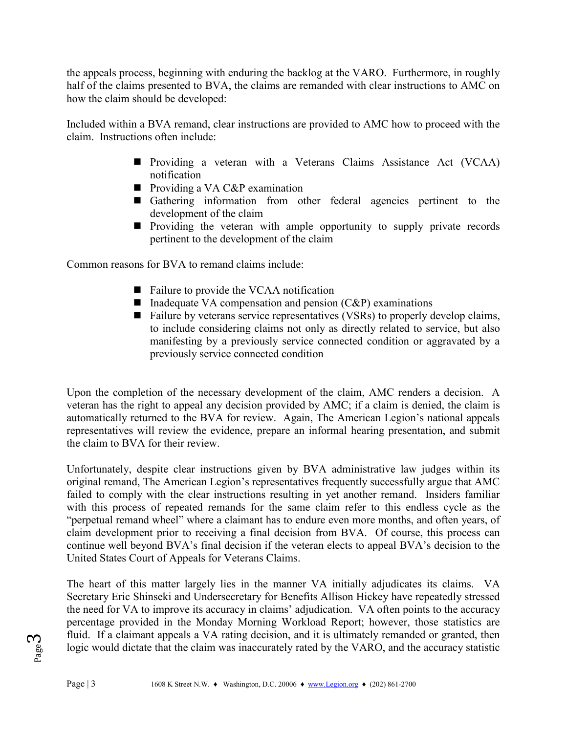the appeals process, beginning with enduring the backlog at the VARO. Furthermore, in roughly half of the claims presented to BVA, the claims are remanded with clear instructions to AMC on how the claim should be developed:

Included within a BVA remand, clear instructions are provided to AMC how to proceed with the claim. Instructions often include:

- Providing a veteran with a Veterans Claims Assistance Act (VCAA) notification
- Providing a VA C&P examination
- Gathering information from other federal agencies pertinent to the development of the claim
- Providing the veteran with ample opportunity to supply private records pertinent to the development of the claim

Common reasons for BVA to remand claims include:

- Failure to provide the VCAA notification
- Inadequate VA compensation and pension (C&P) examinations
- Failure by veterans service representatives (VSRs) to properly develop claims, to include considering claims not only as directly related to service, but also manifesting by a previously service connected condition or aggravated by a previously service connected condition

Upon the completion of the necessary development of the claim, AMC renders a decision. A veteran has the right to appeal any decision provided by AMC; if a claim is denied, the claim is automatically returned to the BVA for review. Again, The American Legion's national appeals representatives will review the evidence, prepare an informal hearing presentation, and submit the claim to BVA for their review.

Unfortunately, despite clear instructions given by BVA administrative law judges within its original remand, The American Legion's representatives frequently successfully argue that AMC failed to comply with the clear instructions resulting in yet another remand. Insiders familiar with this process of repeated remands for the same claim refer to this endless cycle as the "perpetual remand wheel" where a claimant has to endure even more months, and often years, of claim development prior to receiving a final decision from BVA. Of course, this process can continue well beyond BVA's final decision if the veteran elects to appeal BVA's decision to the United States Court of Appeals for Veterans Claims.

The heart of this matter largely lies in the manner VA initially adjudicates its claims. VA Secretary Eric Shinseki and Undersecretary for Benefits Allison Hickey have repeatedly stressed the need for VA to improve its accuracy in claims' adjudication. VA often points to the accuracy percentage provided in the Monday Morning Workload Report; however, those statistics are fluid. If a claimant appeals a VA rating decision, and it is ultimately remanded or granted, then logic would dictate that the claim was inaccurately rated by the VARO, and the accuracy statistic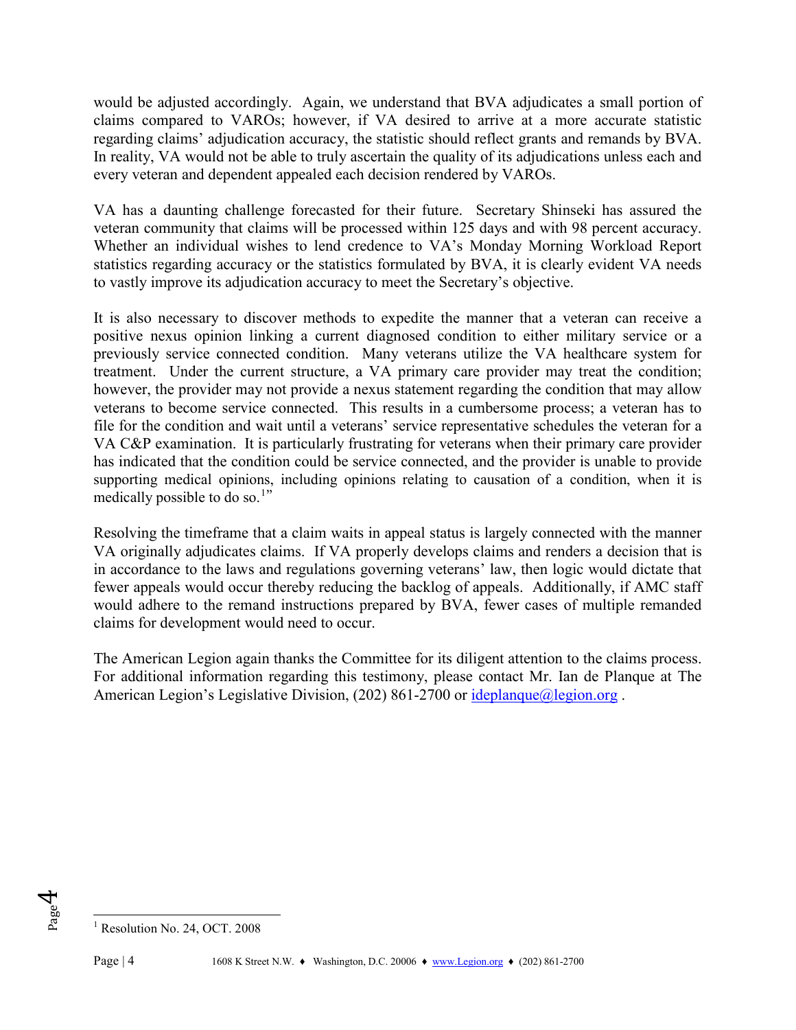would be adjusted accordingly. Again, we understand that BVA adjudicates a small portion of claims compared to VAROs; however, if VA desired to arrive at a more accurate statistic regarding claims' adjudication accuracy, the statistic should reflect grants and remands by BVA. In reality, VA would not be able to truly ascertain the quality of its adjudications unless each and every veteran and dependent appealed each decision rendered by VAROs.

VA has a daunting challenge forecasted for their future. Secretary Shinseki has assured the veteran community that claims will be processed within 125 days and with 98 percent accuracy. Whether an individual wishes to lend credence to VA's Monday Morning Workload Report statistics regarding accuracy or the statistics formulated by BVA, it is clearly evident VA needs to vastly improve its adjudication accuracy to meet the Secretary's objective.

It is also necessary to discover methods to expedite the manner that a veteran can receive a positive nexus opinion linking a current diagnosed condition to either military service or a previously service connected condition. Many veterans utilize the VA healthcare system for treatment. Under the current structure, a VA primary care provider may treat the condition; however, the provider may not provide a nexus statement regarding the condition that may allow veterans to become service connected. This results in a cumbersome process; a veteran has to file for the condition and wait until a veterans' service representative schedules the veteran for a VA C&P examination. It is particularly frustrating for veterans when their primary care provider has indicated that the condition could be service connected, and the provider is unable to provide supporting medical opinions, including opinions relating to causation of a condition, when it is medically possible to do so.[1]"

Resolving the timeframe that a claim waits in appeal status is largely connected with the manner VA originally adjudicates claims. If VA properly develops claims and renders a decision that is in accordance to the laws and regulations governing veterans' law, then logic would dictate that fewer appeals would occur thereby reducing the backlog of appeals. Additionally, if AMC staff would adhere to the remand instructions prepared by BVA, fewer cases of multiple remanded claims for development would need to occur.

The American Legion again thanks the Committee for its diligent attention to the claims process. For additional information regarding this testimony, please contact Mr. Ian de Planque at The American Legion's Legislative Division, (202) 861-2700 or ideplanque@legion.org .

---

[1] Resolution No. 24, OCT. 2008